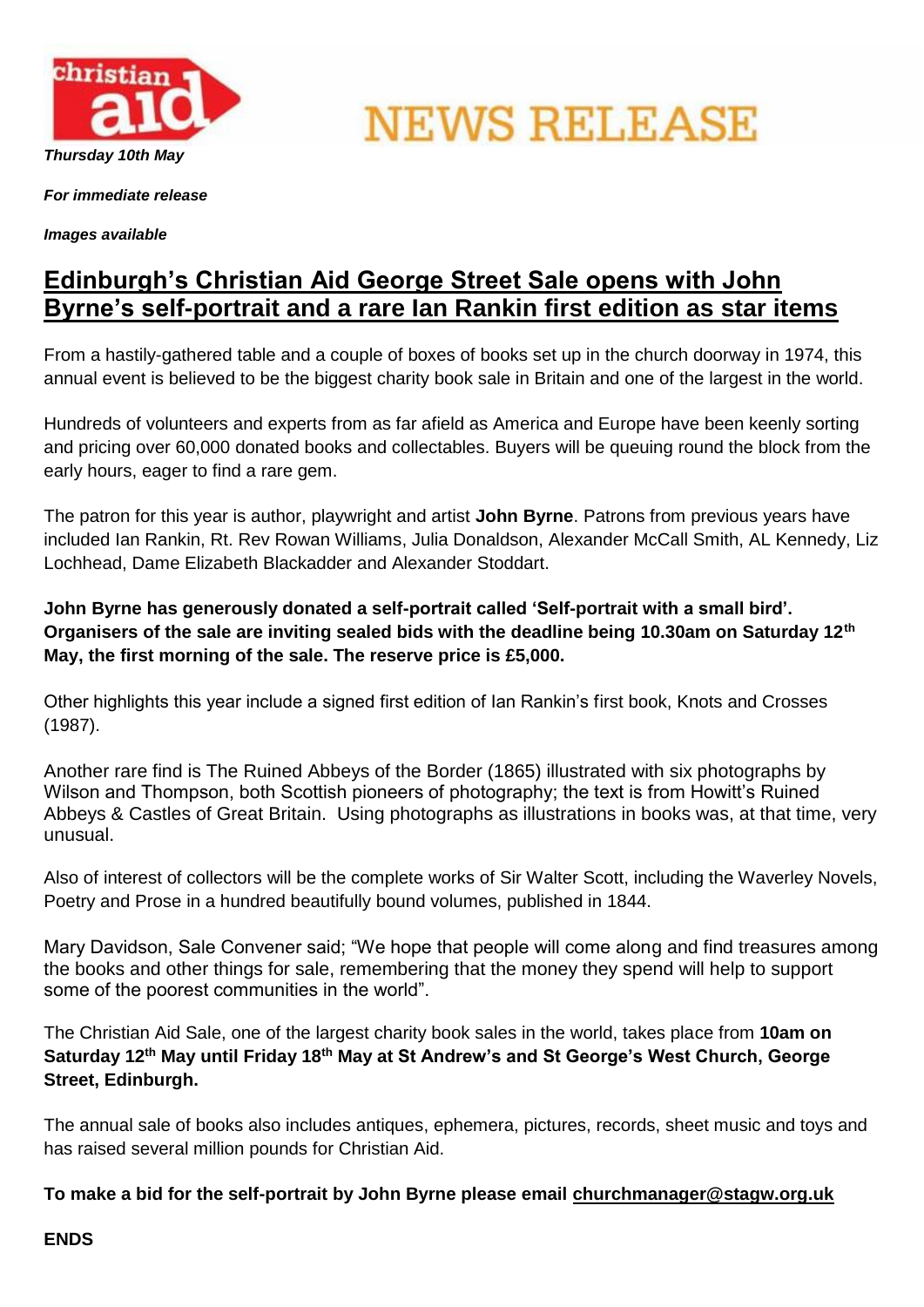christian aid

# NEWS RELEASE

***Thursday 10th May***

***For immediate release***

***Images available***

## Edinburgh's Christian Aid George Street Sale opens with John Byrne's self-portrait and a rare Ian Rankin first edition as star items

From a hastily-gathered table and a couple of boxes of books set up in the church doorway in 1974, this annual event is believed to be the biggest charity book sale in Britain and one of the largest in the world.

Hundreds of volunteers and experts from as far afield as America and Europe have been keenly sorting and pricing over 60,000 donated books and collectables. Buyers will be queuing round the block from the early hours, eager to find a rare gem.

The patron for this year is author, playwright and artist **John Byrne**. Patrons from previous years have included Ian Rankin, Rt. Rev Rowan Williams, Julia Donaldson, Alexander McCall Smith, AL Kennedy, Liz Lochhead, Dame Elizabeth Blackadder and Alexander Stoddart.

**John Byrne has generously donated a self-portrait called 'Self-portrait with a small bird'. Organisers of the sale are inviting sealed bids with the deadline being 10.30am on Saturday 12th May, the first morning of the sale. The reserve price is £5,000.**

Other highlights this year include a signed first edition of Ian Rankin's first book, Knots and Crosses (1987).

Another rare find is The Ruined Abbeys of the Border (1865) illustrated with six photographs by Wilson and Thompson, both Scottish pioneers of photography; the text is from Howitt's Ruined Abbeys & Castles of Great Britain. Using photographs as illustrations in books was, at that time, very unusual.

Also of interest of collectors will be the complete works of Sir Walter Scott, including the Waverley Novels, Poetry and Prose in a hundred beautifully bound volumes, published in 1844.

Mary Davidson, Sale Convener said; "We hope that people will come along and find treasures among the books and other things for sale, remembering that the money they spend will help to support some of the poorest communities in the world".

The Christian Aid Sale, one of the largest charity book sales in the world, takes place from **10am on Saturday 12th May until Friday 18th May at St Andrew's and St George's West Church, George Street, Edinburgh.**

The annual sale of books also includes antiques, ephemera, pictures, records, sheet music and toys and has raised several million pounds for Christian Aid.

**To make a bid for the self-portrait by John Byrne please email churchmanager@stagw.org.uk**

**ENDS**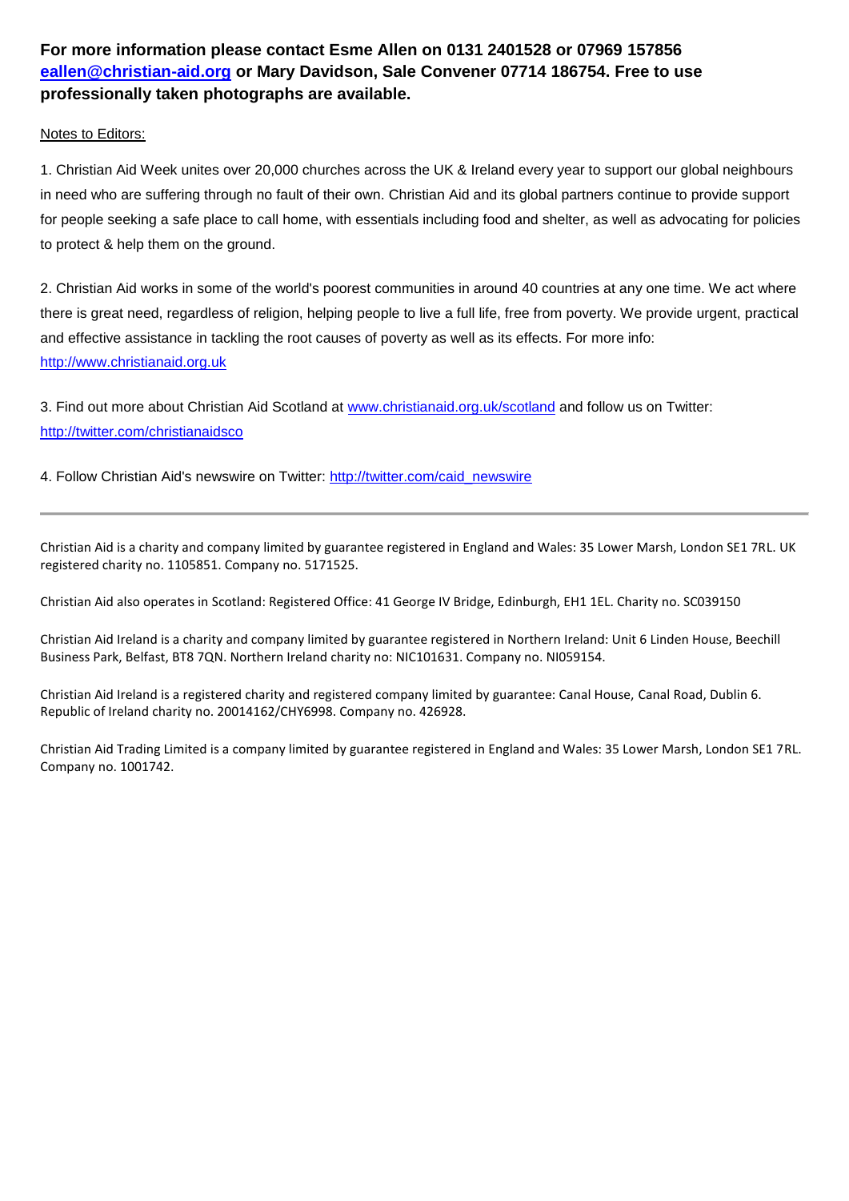**For more information please contact Esme Allen on 0131 2401528 or 07969 157856 eallen@christian-aid.org or Mary Davidson, Sale Convener 07714 186754. Free to use professionally taken photographs are available.**

Notes to Editors:

1. Christian Aid Week unites over 20,000 churches across the UK & Ireland every year to support our global neighbours in need who are suffering through no fault of their own. Christian Aid and its global partners continue to provide support for people seeking a safe place to call home, with essentials including food and shelter, as well as advocating for policies to protect & help them on the ground.

2. Christian Aid works in some of the world's poorest communities in around 40 countries at any one time. We act where there is great need, regardless of religion, helping people to live a full life, free from poverty. We provide urgent, practical and effective assistance in tackling the root causes of poverty as well as its effects. For more info: http://www.christianaid.org.uk

3. Find out more about Christian Aid Scotland at www.christianaid.org.uk/scotland and follow us on Twitter: http://twitter.com/christianaidsco

4. Follow Christian Aid's newswire on Twitter: http://twitter.com/caid_newswire

---

Christian Aid is a charity and company limited by guarantee registered in England and Wales: 35 Lower Marsh, London SE1 7RL. UK registered charity no. 1105851. Company no. 5171525.

Christian Aid also operates in Scotland: Registered Office: 41 George IV Bridge, Edinburgh, EH1 1EL. Charity no. SC039150

Christian Aid Ireland is a charity and company limited by guarantee registered in Northern Ireland: Unit 6 Linden House, Beechill Business Park, Belfast, BT8 7QN. Northern Ireland charity no: NIC101631. Company no. NI059154.

Christian Aid Ireland is a registered charity and registered company limited by guarantee: Canal House, Canal Road, Dublin 6. Republic of Ireland charity no. 20014162/CHY6998. Company no. 426928.

Christian Aid Trading Limited is a company limited by guarantee registered in England and Wales: 35 Lower Marsh, London SE1 7RL. Company no. 1001742.